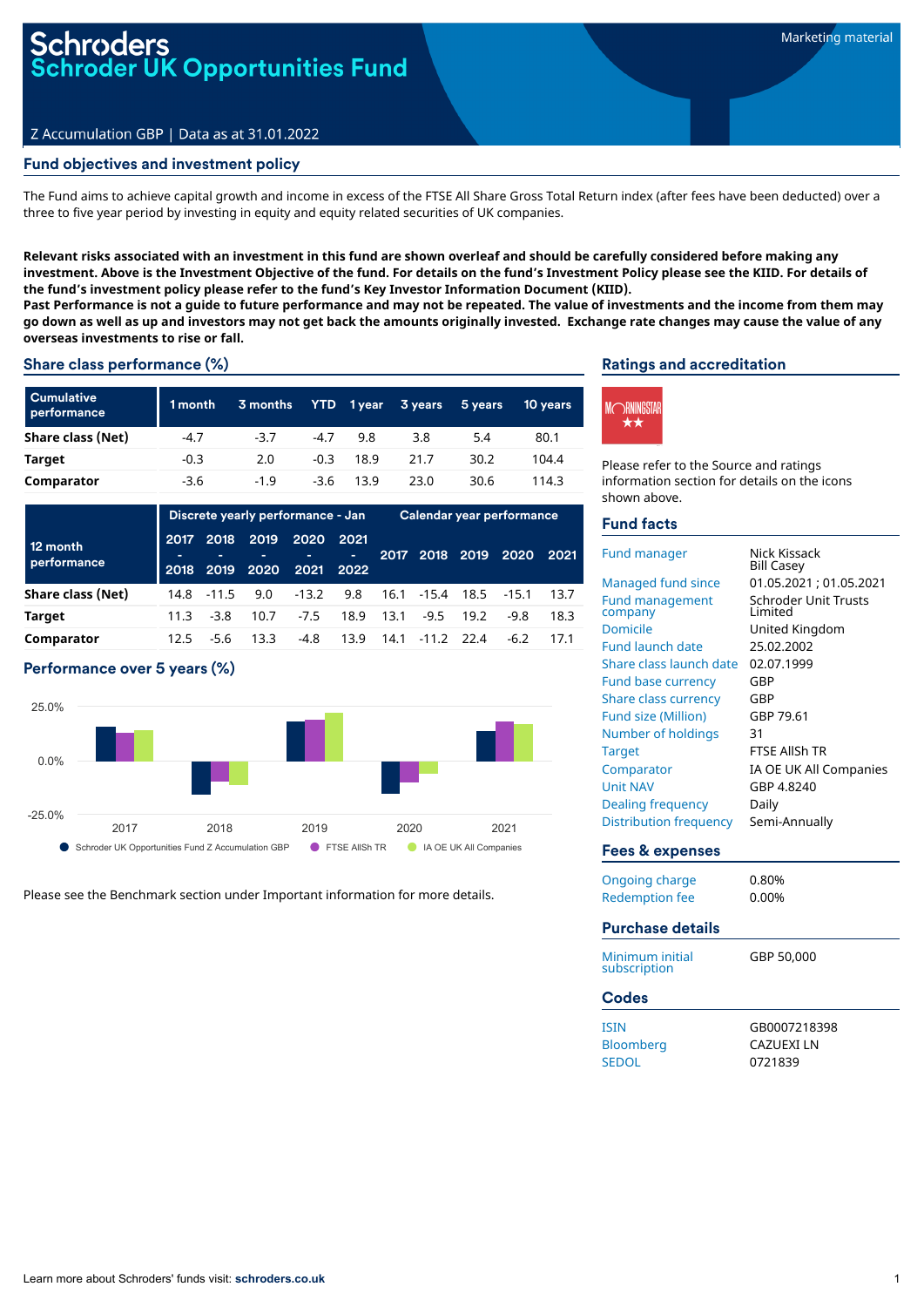# Schroders
# Schroder UK Opportunities Fund

Marketing material

Z Accumulation GBP | Data as at 31.01.2022

## Fund objectives and investment policy

The Fund aims to achieve capital growth and income in excess of the FTSE All Share Gross Total Return index (after fees have been deducted) over a three to five year period by investing in equity and equity related securities of UK companies.

**Relevant risks associated with an investment in this fund are shown overleaf and should be carefully considered before making any investment. Above is the Investment Objective of the fund. For details on the fund's Investment Policy please see the KIID. For details of the fund's investment policy please refer to the fund's Key Investor Information Document (KIID).**
**Past Performance is not a guide to future performance and may not be repeated. The value of investments and the income from them may go down as well as up and investors may not get back the amounts originally invested. Exchange rate changes may cause the value of any overseas investments to rise or fall.**

## Share class performance (%)

| Cumulative performance | 1 month | 3 months | YTD | 1 year | 3 years | 5 years | 10 years |
|---|---|---|---|---|---|---|---|
| Share class (Net) | -4.7 | -3.7 | -4.7 | 9.8 | 3.8 | 5.4 | 80.1 |
| Target | -0.3 | 2.0 | -0.3 | 18.9 | 21.7 | 30.2 | 104.4 |
| Comparator | -3.6 | -1.9 | -3.6 | 13.9 | 23.0 | 30.6 | 114.3 |

| 12 month performance | Discrete yearly performance - Jan | | | | | Calendar year performance | | | | |
|---|---|---|---|---|---|---|---|---|---|---|
| | 2017 - 2018 | 2018 - 2019 | 2019 - 2020 | 2020 - 2021 | 2021 - 2022 | 2017 | 2018 | 2019 | 2020 | 2021 |
| Share class (Net) | 14.8 | -11.5 | 9.0 | -13.2 | 9.8 | 16.1 | -15.4 | 18.5 | -15.1 | 13.7 |
| Target | 11.3 | -3.8 | 10.7 | -7.5 | 18.9 | 13.1 | -9.5 | 19.2 | -9.8 | 18.3 |
| Comparator | 12.5 | -5.6 | 13.3 | -4.8 | 13.9 | 14.1 | -11.2 | 22.4 | -6.2 | 17.1 |

## Performance over 5 years (%)

Legend: Schroder UK Opportunities Fund Z Accumulation GBP; FTSE AllSh TR; IA OE UK All Companies

Please see the Benchmark section under Important information for more details.

## Ratings and accreditation

Morningstar ★★

Please refer to the Source and ratings information section for details on the icons shown above.

## Fund facts

| | |
|---|---|
| Fund manager | Nick Kissack<br>Bill Casey |
| Managed fund since | 01.05.2021 ; 01.05.2021 |
| Fund management company | Schroder Unit Trusts Limited |
| Domicile | United Kingdom |
| Fund launch date | 25.02.2002 |
| Share class launch date | 02.07.1999 |
| Fund base currency | GBP |
| Share class currency | GBP |
| Fund size (Million) | GBP 79.61 |
| Number of holdings | 31 |
| Target | FTSE AllSh TR |
| Comparator | IA OE UK All Companies |
| Unit NAV | GBP 4.8240 |
| Dealing frequency | Daily |
| Distribution frequency | Semi-Annually |

## Fees & expenses

| | |
|---|---|
| Ongoing charge | 0.80% |
| Redemption fee | 0.00% |

## Purchase details

| | |
|---|---|
| Minimum initial subscription | GBP 50,000 |

## Codes

| | |
|---|---|
| ISIN | GB0007218398 |
| Bloomberg | CAZUEXI LN |
| SEDOL | 0721839 |

Learn more about Schroders' funds visit: **schroders.co.uk**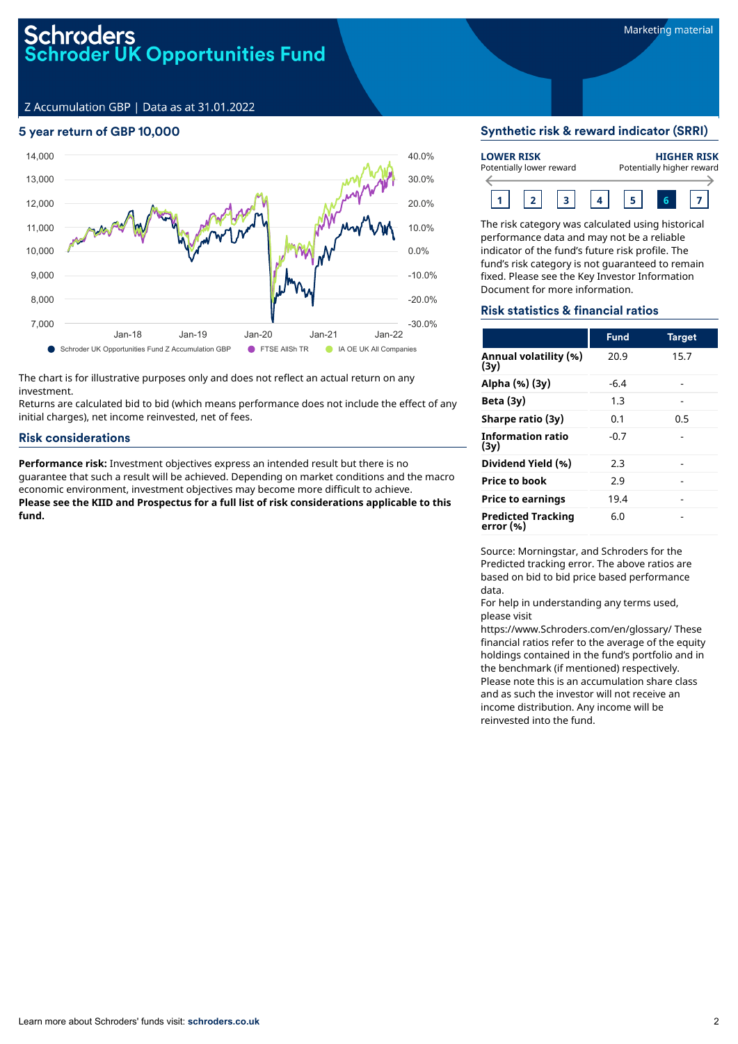Marketing material

# Schroders
# Schroder UK Opportunities Fund

Z Accumulation GBP | Data as at 31.01.2022

## 5 year return of GBP 10,000

14,000 40.0%
13,000 30.0%
12,000 20.0%
11,000 10.0%
10,000 0.0%
9,000 -10.0%
8,000 -20.0%
7,000 -30.0%

Jan-18 Jan-19 Jan-20 Jan-21 Jan-22

Schroder UK Opportunities Fund Z Accumulation GBP | FTSE AllSh TR | IA OE UK All Companies

The chart is for illustrative purposes only and does not reflect an actual return on any investment.

Returns are calculated bid to bid (which means performance does not include the effect of any initial charges), net income reinvested, net of fees.

## Risk considerations

**Performance risk:** Investment objectives express an intended result but there is no guarantee that such a result will be achieved. Depending on market conditions and the macro economic environment, investment objectives may become more difficult to achieve.

**Please see the KIID and Prospectus for a full list of risk considerations applicable to this fund.**

## Synthetic risk & reward indicator (SRRI)

**LOWER RISK** Potentially lower reward — **HIGHER RISK** Potentially higher reward

1 | 2 | 3 | 4 | 5 | **6** | 7

The risk category was calculated using historical performance data and may not be a reliable indicator of the fund's future risk profile. The fund's risk category is not guaranteed to remain fixed. Please see the Key Investor Information Document for more information.

## Risk statistics & financial ratios

| | Fund | Target |
|---|---|---|
| **Annual volatility (%) (3y)** | 20.9 | 15.7 |
| **Alpha (%) (3y)** | -6.4 | - |
| **Beta (3y)** | 1.3 | - |
| **Sharpe ratio (3y)** | 0.1 | 0.5 |
| **Information ratio (3y)** | -0.7 | - |
| **Dividend Yield (%)** | 2.3 | - |
| **Price to book** | 2.9 | - |
| **Price to earnings** | 19.4 | - |
| **Predicted Tracking error (%)** | 6.0 | - |

Source: Morningstar, and Schroders for the Predicted tracking error. The above ratios are based on bid to bid price based performance data.

For help in understanding any terms used, please visit https://www.Schroders.com/en/glossary/ These financial ratios refer to the average of the equity holdings contained in the fund's portfolio and in the benchmark (if mentioned) respectively.

Please note this is an accumulation share class and as such the investor will not receive an income distribution. Any income will be reinvested into the fund.

Learn more about Schroders' funds visit: **schroders.co.uk**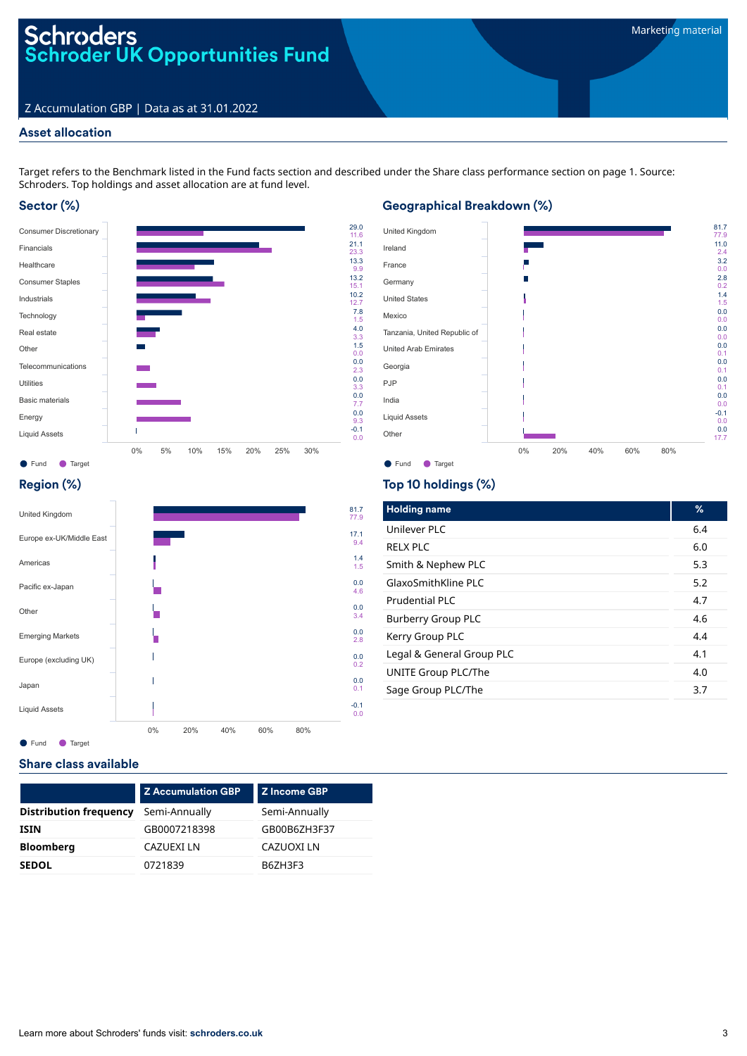# Schroders
# Schroder UK Opportunities Fund

Marketing material

Z Accumulation GBP | Data as at 31.01.2022

## Asset allocation

Target refers to the Benchmark listed in the Fund facts section and described under the Share class performance section on page 1. Source: Schroders. Top holdings and asset allocation are at fund level.

### Sector (%)

| Sector | Fund | Target |
|---|---|---|
| Consumer Discretionary | 29.0 | 11.6 |
| Financials | 21.1 | 23.3 |
| Healthcare | 13.3 | 9.9 |
| Consumer Staples | 13.2 | 15.1 |
| Industrials | 10.2 | 12.7 |
| Technology | 7.8 | 1.5 |
| Real estate | 4.0 | 3.3 |
| Other | 1.5 | 0.0 |
| Telecommunications | 0.0 | 2.3 |
| Utilities | 0.0 | 3.3 |
| Basic materials | 0.0 | 7.7 |
| Energy | 0.0 | 9.3 |
| Liquid Assets | -0.1 | 0.0 |

### Geographical Breakdown (%)

| Country | Fund | Target |
|---|---|---|
| United Kingdom | 81.7 | 77.9 |
| Ireland | 11.0 | 2.4 |
| France | 3.2 | 0.0 |
| Germany | 2.8 | 0.2 |
| United States | 1.4 | 1.5 |
| Mexico | 0.0 | 0.0 |
| Tanzania, United Republic of | 0.0 | 0.0 |
| United Arab Emirates | 0.0 | 0.1 |
| Georgia | 0.0 | 0.1 |
| PJP | 0.0 | 0.1 |
| India | 0.0 | 0.0 |
| Liquid Assets | -0.1 | 0.0 |
| Other | 0.0 | 17.7 |

### Region (%)

| Region | Fund | Target |
|---|---|---|
| United Kingdom | 81.7 | 77.9 |
| Europe ex-UK/Middle East | 17.1 | 9.4 |
| Americas | 1.4 | 1.5 |
| Pacific ex-Japan | 0.0 | 4.6 |
| Other | 0.0 | 3.4 |
| Emerging Markets | 0.0 | 2.8 |
| Europe (excluding UK) | 0.0 | 0.2 |
| Japan | 0.0 | 0.1 |
| Liquid Assets | -0.1 | 0.0 |

### Top 10 holdings (%)

| Holding name | % |
|---|---|
| Unilever PLC | 6.4 |
| RELX PLC | 6.0 |
| Smith & Nephew PLC | 5.3 |
| GlaxoSmithKline PLC | 5.2 |
| Prudential PLC | 4.7 |
| Burberry Group PLC | 4.6 |
| Kerry Group PLC | 4.4 |
| Legal & General Group PLC | 4.1 |
| UNITE Group PLC/The | 4.0 |
| Sage Group PLC/The | 3.7 |

## Share class available

| | Z Accumulation GBP | Z Income GBP |
|---|---|---|
| **Distribution frequency** | Semi-Annually | Semi-Annually |
| **ISIN** | GB0007218398 | GB00B6ZH3F37 |
| **Bloomberg** | CAZUEXI LN | CAZUOXI LN |
| **SEDOL** | 0721839 | B6ZH3F3 |

Learn more about Schroders' funds visit: **schroders.co.uk**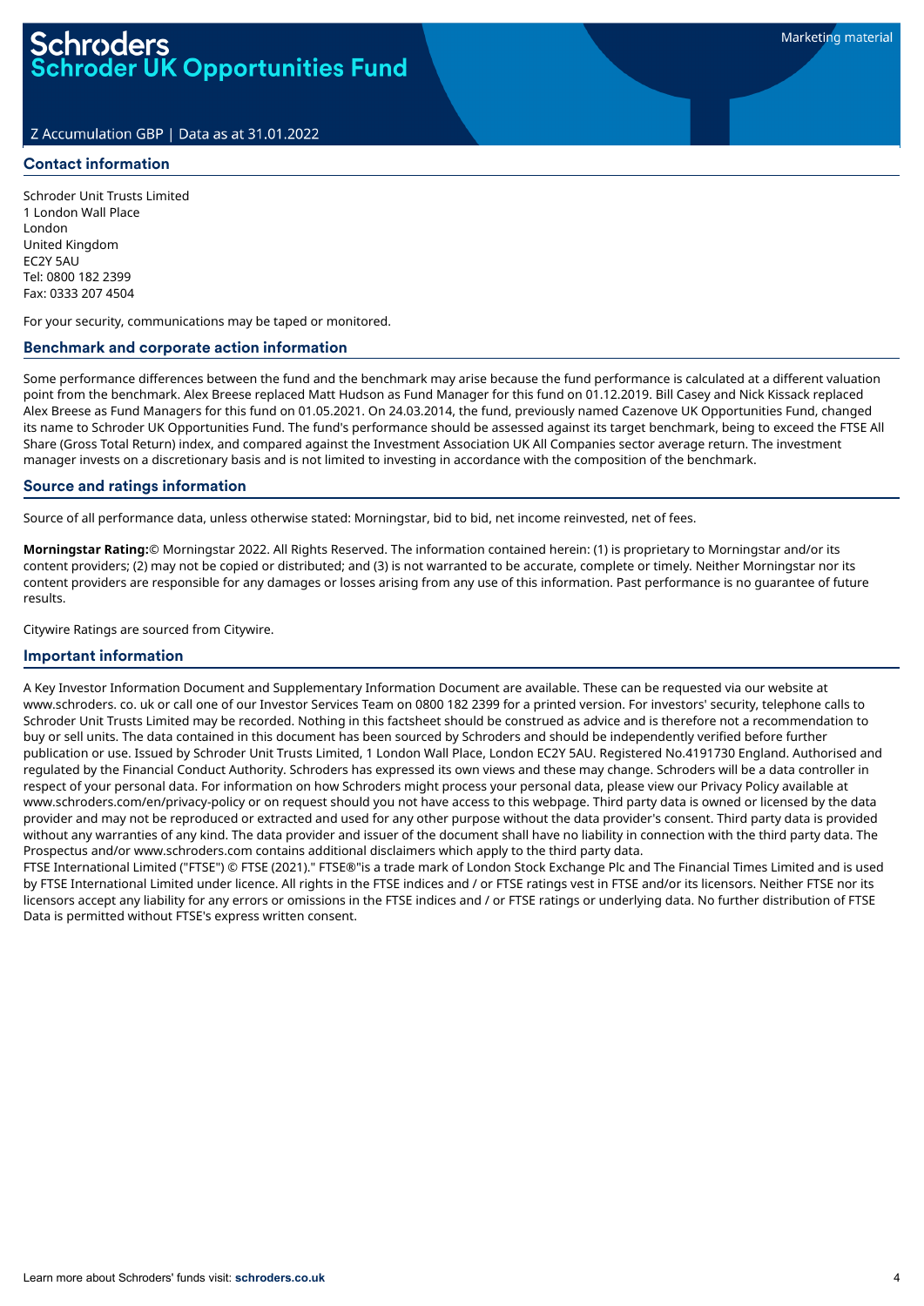# Schroders
# Schroder UK Opportunities Fund

Marketing material

Z Accumulation GBP | Data as at 31.01.2022

## Contact information

Schroder Unit Trusts Limited
1 London Wall Place
London
United Kingdom
EC2Y 5AU
Tel: 0800 182 2399
Fax: 0333 207 4504

For your security, communications may be taped or monitored.

## Benchmark and corporate action information

Some performance differences between the fund and the benchmark may arise because the fund performance is calculated at a different valuation point from the benchmark. Alex Breese replaced Matt Hudson as Fund Manager for this fund on 01.12.2019. Bill Casey and Nick Kissack replaced Alex Breese as Fund Managers for this fund on 01.05.2021. On 24.03.2014, the fund, previously named Cazenove UK Opportunities Fund, changed its name to Schroder UK Opportunities Fund. The fund's performance should be assessed against its target benchmark, being to exceed the FTSE All Share (Gross Total Return) index, and compared against the Investment Association UK All Companies sector average return. The investment manager invests on a discretionary basis and is not limited to investing in accordance with the composition of the benchmark.

## Source and ratings information

Source of all performance data, unless otherwise stated: Morningstar, bid to bid, net income reinvested, net of fees.

**Morningstar Rating:**© Morningstar 2022. All Rights Reserved. The information contained herein: (1) is proprietary to Morningstar and/or its content providers; (2) may not be copied or distributed; and (3) is not warranted to be accurate, complete or timely. Neither Morningstar nor its content providers are responsible for any damages or losses arising from any use of this information. Past performance is no guarantee of future results.

Citywire Ratings are sourced from Citywire.

## Important information

A Key Investor Information Document and Supplementary Information Document are available. These can be requested via our website at www.schroders. co. uk or call one of our Investor Services Team on 0800 182 2399 for a printed version. For investors' security, telephone calls to Schroder Unit Trusts Limited may be recorded. Nothing in this factsheet should be construed as advice and is therefore not a recommendation to buy or sell units. The data contained in this document has been sourced by Schroders and should be independently verified before further publication or use. Issued by Schroder Unit Trusts Limited, 1 London Wall Place, London EC2Y 5AU. Registered No.4191730 England. Authorised and regulated by the Financial Conduct Authority. Schroders has expressed its own views and these may change. Schroders will be a data controller in respect of your personal data. For information on how Schroders might process your personal data, please view our Privacy Policy available at www.schroders.com/en/privacy-policy or on request should you not have access to this webpage. Third party data is owned or licensed by the data provider and may not be reproduced or extracted and used for any other purpose without the data provider's consent. Third party data is provided without any warranties of any kind. The data provider and issuer of the document shall have no liability in connection with the third party data. The Prospectus and/or www.schroders.com contains additional disclaimers which apply to the third party data.
FTSE International Limited ("FTSE") © FTSE (2021)." FTSE®"is a trade mark of London Stock Exchange Plc and The Financial Times Limited and is used by FTSE International Limited under licence. All rights in the FTSE indices and / or FTSE ratings vest in FTSE and/or its licensors. Neither FTSE nor its licensors accept any liability for any errors or omissions in the FTSE indices and / or FTSE ratings or underlying data. No further distribution of FTSE Data is permitted without FTSE's express written consent.

Learn more about Schroders' funds visit: **schroders.co.uk**